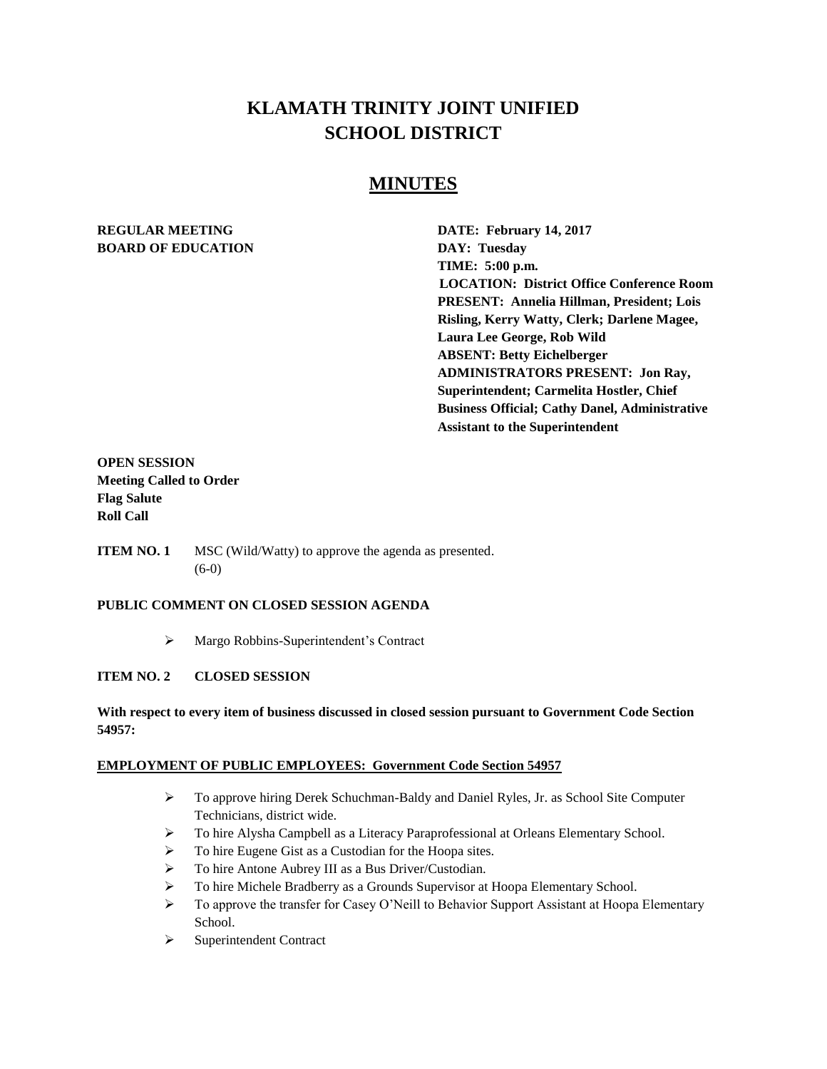# KLAMATH TRINITY JOINT UNIFIED SCHOOL DISTRICT

## MINUTES

**REGULAR MEETING**
**BOARD OF EDUCATION**

**DATE: February 14, 2017**
**DAY: Tuesday**
**TIME: 5:00 p.m.**
**LOCATION: District Office Conference Room**
**PRESENT: Annelia Hillman, President; Lois Risling, Kerry Watty, Clerk; Darlene Magee, Laura Lee George, Rob Wild**
**ABSENT: Betty Eichelberger**
**ADMINISTRATORS PRESENT: Jon Ray, Superintendent; Carmelita Hostler, Chief Business Official; Cathy Danel, Administrative Assistant to the Superintendent**

**OPEN SESSION**
**Meeting Called to Order**
**Flag Salute**
**Roll Call**

**ITEM NO. 1** MSC (Wild/Watty) to approve the agenda as presented. (6-0)

**PUBLIC COMMENT ON CLOSED SESSION AGENDA**

- Margo Robbins-Superintendent's Contract

**ITEM NO. 2 CLOSED SESSION**

**With respect to every item of business discussed in closed session pursuant to Government Code Section 54957:**

**EMPLOYMENT OF PUBLIC EMPLOYEES: Government Code Section 54957**

- To approve hiring Derek Schuchman-Baldy and Daniel Ryles, Jr. as School Site Computer Technicians, district wide.
- To hire Alysha Campbell as a Literacy Paraprofessional at Orleans Elementary School.
- To hire Eugene Gist as a Custodian for the Hoopa sites.
- To hire Antone Aubrey III as a Bus Driver/Custodian.
- To hire Michele Bradberry as a Grounds Supervisor at Hoopa Elementary School.
- To approve the transfer for Casey O'Neill to Behavior Support Assistant at Hoopa Elementary School.
- Superintendent Contract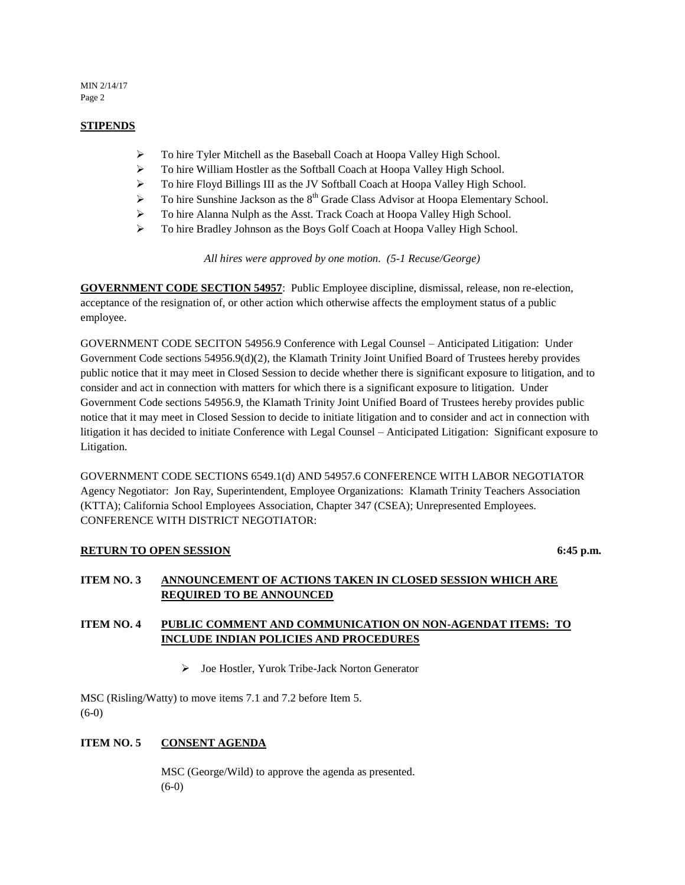**STIPENDS**

- To hire Tyler Mitchell as the Baseball Coach at Hoopa Valley High School.
- To hire William Hostler as the Softball Coach at Hoopa Valley High School.
- To hire Floyd Billings III as the JV Softball Coach at Hoopa Valley High School.
- To hire Sunshine Jackson as the 8th Grade Class Advisor at Hoopa Elementary School.
- To hire Alanna Nulph as the Asst. Track Coach at Hoopa Valley High School.
- To hire Bradley Johnson as the Boys Golf Coach at Hoopa Valley High School.

*All hires were approved by one motion. (5-1 Recuse/George)*

**GOVERNMENT CODE SECTION 54957**: Public Employee discipline, dismissal, release, non re-election, acceptance of the resignation of, or other action which otherwise affects the employment status of a public employee.

GOVERNMENT CODE SECITON 54956.9 Conference with Legal Counsel – Anticipated Litigation: Under Government Code sections 54956.9(d)(2), the Klamath Trinity Joint Unified Board of Trustees hereby provides public notice that it may meet in Closed Session to decide whether there is significant exposure to litigation, and to consider and act in connection with matters for which there is a significant exposure to litigation. Under Government Code sections 54956.9, the Klamath Trinity Joint Unified Board of Trustees hereby provides public notice that it may meet in Closed Session to decide to initiate litigation and to consider and act in connection with litigation it has decided to initiate Conference with Legal Counsel – Anticipated Litigation: Significant exposure to Litigation.

GOVERNMENT CODE SECTIONS 6549.1(d) AND 54957.6 CONFERENCE WITH LABOR NEGOTIATOR Agency Negotiator: Jon Ray, Superintendent, Employee Organizations: Klamath Trinity Teachers Association (KTTA); California School Employees Association, Chapter 347 (CSEA); Unrepresented Employees. CONFERENCE WITH DISTRICT NEGOTIATOR:

**RETURN TO OPEN SESSION** **6:45 p.m.**

**ITEM NO. 3 ANNOUNCEMENT OF ACTIONS TAKEN IN CLOSED SESSION WHICH ARE REQUIRED TO BE ANNOUNCED**

**ITEM NO. 4 PUBLIC COMMENT AND COMMUNICATION ON NON-AGENDAT ITEMS: TO INCLUDE INDIAN POLICIES AND PROCEDURES**

- Joe Hostler, Yurok Tribe-Jack Norton Generator

MSC (Risling/Watty) to move items 7.1 and 7.2 before Item 5.
(6-0)

**ITEM NO. 5 CONSENT AGENDA**

MSC (George/Wild) to approve the agenda as presented.
(6-0)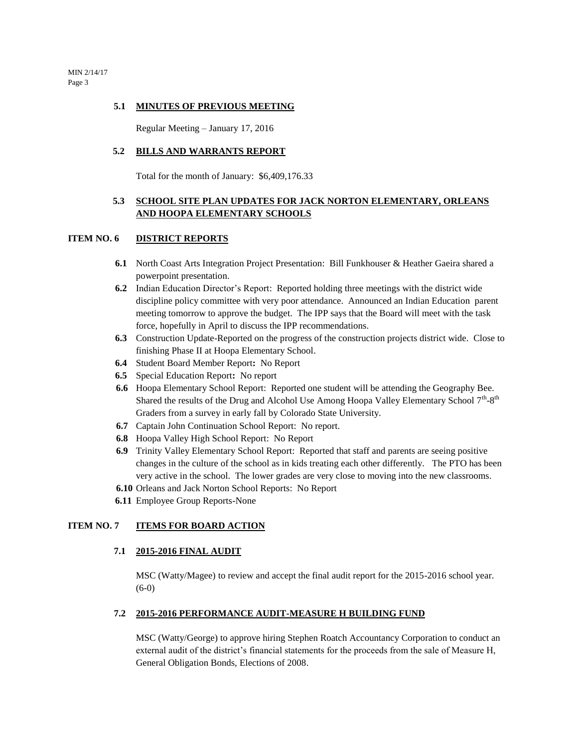### 5.1 MINUTES OF PREVIOUS MEETING

Regular Meeting – January 17, 2016

### 5.2 BILLS AND WARRANTS REPORT

Total for the month of January: $6,409,176.33

### 5.3 SCHOOL SITE PLAN UPDATES FOR JACK NORTON ELEMENTARY, ORLEANS AND HOOPA ELEMENTARY SCHOOLS

## ITEM NO. 6 DISTRICT REPORTS

- **6.1** North Coast Arts Integration Project Presentation: Bill Funkhouser & Heather Gaeira shared a powerpoint presentation.
- **6.2** Indian Education Director's Report: Reported holding three meetings with the district wide discipline policy committee with very poor attendance. Announced an Indian Education parent meeting tomorrow to approve the budget. The IPP says that the Board will meet with the task force, hopefully in April to discuss the IPP recommendations.
- **6.3** Construction Update-Reported on the progress of the construction projects district wide. Close to finishing Phase II at Hoopa Elementary School.
- **6.4** Student Board Member Report**:** No Report
- **6.5** Special Education Report**:** No report
- **6.6** Hoopa Elementary School Report: Reported one student will be attending the Geography Bee. Shared the results of the Drug and Alcohol Use Among Hoopa Valley Elementary School 7th-8th Graders from a survey in early fall by Colorado State University.
- **6.7** Captain John Continuation School Report: No report.
- **6.8** Hoopa Valley High School Report: No Report
- **6.9** Trinity Valley Elementary School Report: Reported that staff and parents are seeing positive changes in the culture of the school as in kids treating each other differently. The PTO has been very active in the school. The lower grades are very close to moving into the new classrooms.
- **6.10** Orleans and Jack Norton School Reports: No Report
- **6.11** Employee Group Reports-None

## ITEM NO. 7 ITEMS FOR BOARD ACTION

### 7.1 2015-2016 FINAL AUDIT

MSC (Watty/Magee) to review and accept the final audit report for the 2015-2016 school year. (6-0)

### 7.2 2015-2016 PERFORMANCE AUDIT-MEASURE H BUILDING FUND

MSC (Watty/George) to approve hiring Stephen Roatch Accountancy Corporation to conduct an external audit of the district's financial statements for the proceeds from the sale of Measure H, General Obligation Bonds, Elections of 2008.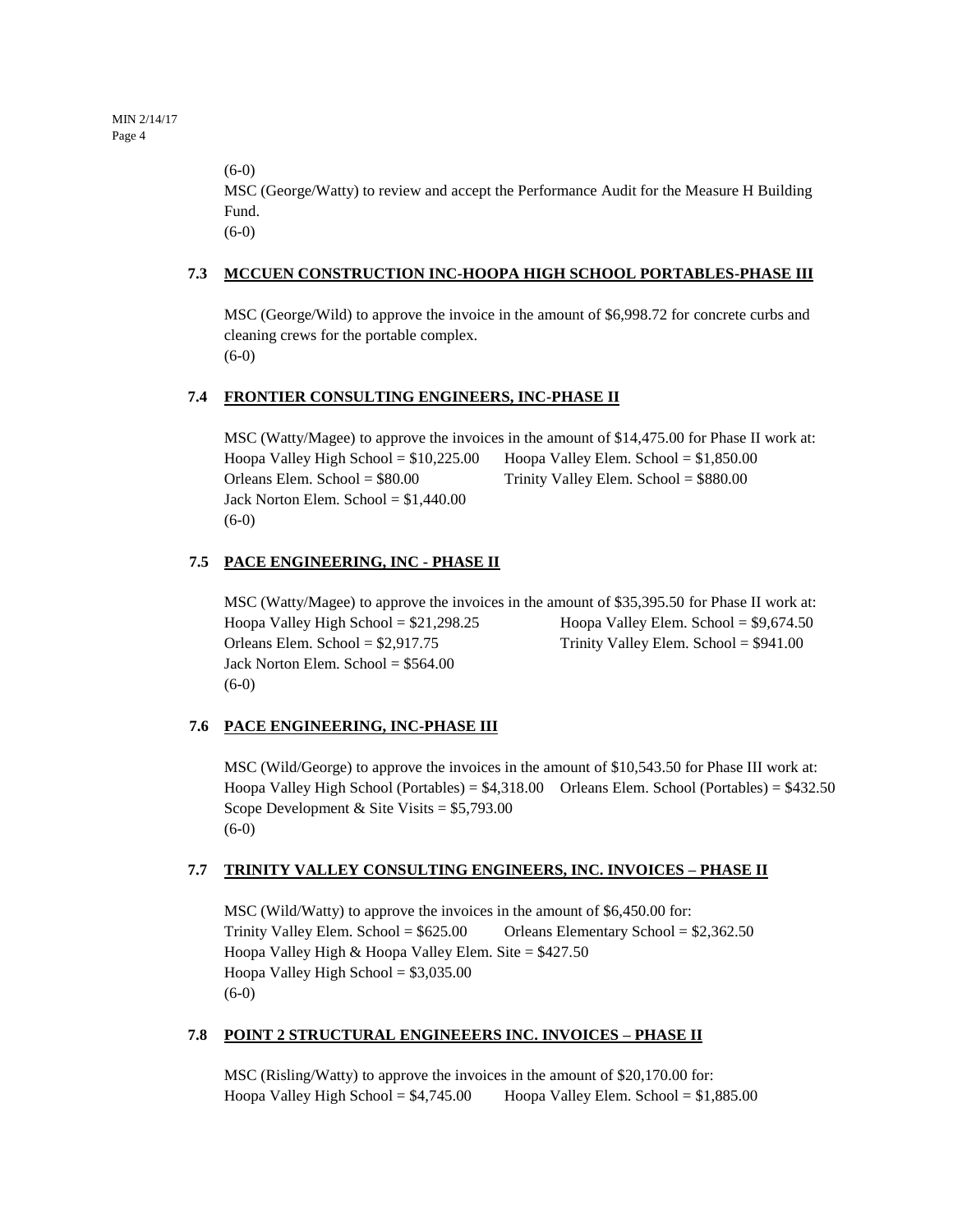(6-0)

MSC (George/Watty) to review and accept the Performance Audit for the Measure H Building Fund.

(6-0)

**7.3 MCCUEN CONSTRUCTION INC-HOOPA HIGH SCHOOL PORTABLES-PHASE III**

MSC (George/Wild) to approve the invoice in the amount of $6,998.72 for concrete curbs and cleaning crews for the portable complex.

(6-0)

**7.4 FRONTIER CONSULTING ENGINEERS, INC-PHASE II**

MSC (Watty/Magee) to approve the invoices in the amount of $14,475.00 for Phase II work at:

Hoopa Valley High School = $10,225.00 Hoopa Valley Elem. School = $1,850.00

Orleans Elem. School = $80.00 Trinity Valley Elem. School = $880.00

Jack Norton Elem. School = $1,440.00

(6-0)

**7.5 PACE ENGINEERING, INC - PHASE II**

MSC (Watty/Magee) to approve the invoices in the amount of $35,395.50 for Phase II work at:

Hoopa Valley High School = $21,298.25 Hoopa Valley Elem. School = $9,674.50

Orleans Elem. School = $2,917.75 Trinity Valley Elem. School = $941.00

Jack Norton Elem. School = $564.00

(6-0)

**7.6 PACE ENGINEERING, INC-PHASE III**

MSC (Wild/George) to approve the invoices in the amount of $10,543.50 for Phase III work at:

Hoopa Valley High School (Portables) = $4,318.00 Orleans Elem. School (Portables) = $432.50

Scope Development & Site Visits = $5,793.00

(6-0)

**7.7 TRINITY VALLEY CONSULTING ENGINEERS, INC. INVOICES – PHASE II**

MSC (Wild/Watty) to approve the invoices in the amount of $6,450.00 for:

Trinity Valley Elem. School = $625.00 Orleans Elementary School = $2,362.50

Hoopa Valley High & Hoopa Valley Elem. Site = $427.50

Hoopa Valley High School = $3,035.00

(6-0)

**7.8 POINT 2 STRUCTURAL ENGINEEERS INC. INVOICES – PHASE II**

MSC (Risling/Watty) to approve the invoices in the amount of $20,170.00 for:

Hoopa Valley High School = $4,745.00 Hoopa Valley Elem. School = $1,885.00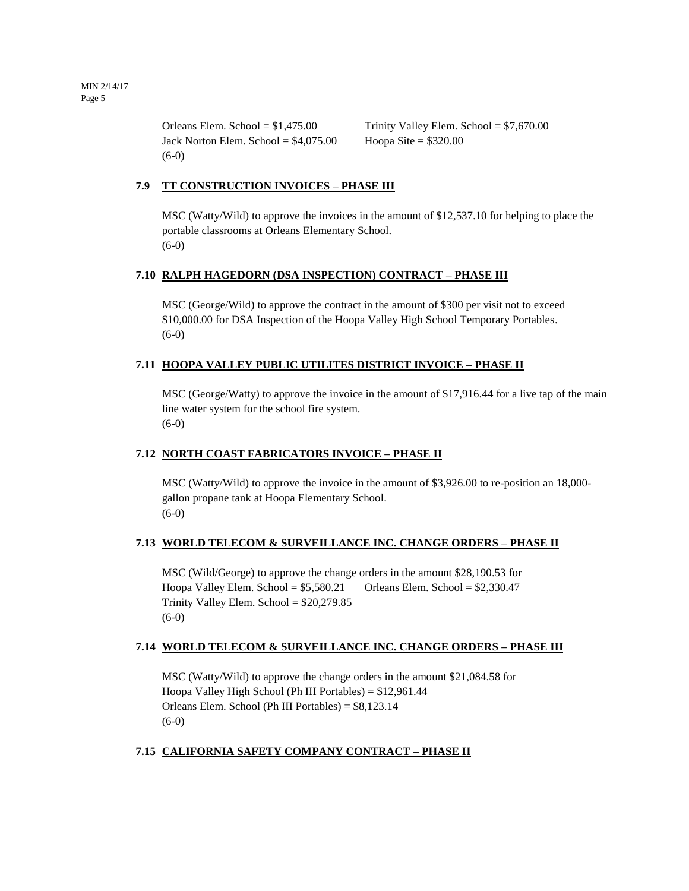Orleans Elem. School = $1,475.00 Trinity Valley Elem. School = $7,670.00
Jack Norton Elem. School = $4,075.00 Hoopa Site = $320.00
(6-0)

**7.9 TT CONSTRUCTION INVOICES – PHASE III**

MSC (Watty/Wild) to approve the invoices in the amount of $12,537.10 for helping to place the portable classrooms at Orleans Elementary School.
(6-0)

**7.10 RALPH HAGEDORN (DSA INSPECTION) CONTRACT – PHASE III**

MSC (George/Wild) to approve the contract in the amount of $300 per visit not to exceed $10,000.00 for DSA Inspection of the Hoopa Valley High School Temporary Portables.
(6-0)

**7.11 HOOPA VALLEY PUBLIC UTILITES DISTRICT INVOICE – PHASE II**

MSC (George/Watty) to approve the invoice in the amount of $17,916.44 for a live tap of the main line water system for the school fire system.
(6-0)

**7.12 NORTH COAST FABRICATORS INVOICE – PHASE II**

MSC (Watty/Wild) to approve the invoice in the amount of $3,926.00 to re-position an 18,000-gallon propane tank at Hoopa Elementary School.
(6-0)

**7.13 WORLD TELECOM & SURVEILLANCE INC. CHANGE ORDERS – PHASE II**

MSC (Wild/George) to approve the change orders in the amount $28,190.53 for
Hoopa Valley Elem. School = $5,580.21 Orleans Elem. School = $2,330.47
Trinity Valley Elem. School = $20,279.85
(6-0)

**7.14 WORLD TELECOM & SURVEILLANCE INC. CHANGE ORDERS – PHASE III**

MSC (Watty/Wild) to approve the change orders in the amount $21,084.58 for
Hoopa Valley High School (Ph III Portables) = $12,961.44
Orleans Elem. School (Ph III Portables) = $8,123.14
(6-0)

**7.15 CALIFORNIA SAFETY COMPANY CONTRACT – PHASE II**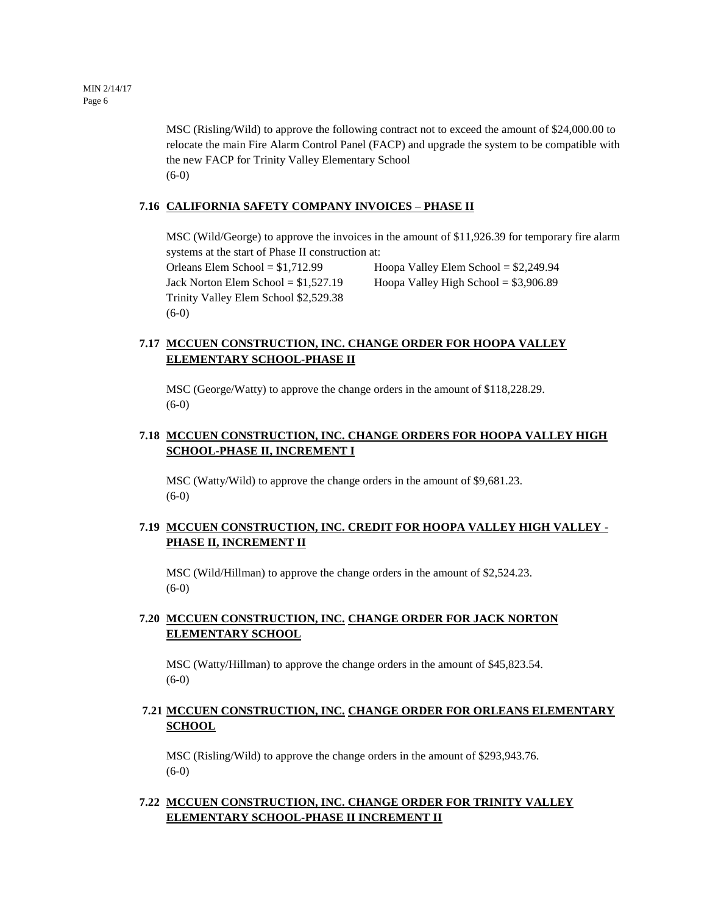MSC (Risling/Wild) to approve the following contract not to exceed the amount of $24,000.00 to relocate the main Fire Alarm Control Panel (FACP) and upgrade the system to be compatible with the new FACP for Trinity Valley Elementary School
(6-0)

### 7.16 CALIFORNIA SAFETY COMPANY INVOICES – PHASE II

MSC (Wild/George) to approve the invoices in the amount of $11,926.39 for temporary fire alarm systems at the start of Phase II construction at:

Orleans Elem School = $1,712.99
Hoopa Valley Elem School = $2,249.94
Jack Norton Elem School = $1,527.19
Hoopa Valley High School = $3,906.89
Trinity Valley Elem School $2,529.38
(6-0)

### 7.17 MCCUEN CONSTRUCTION, INC. CHANGE ORDER FOR HOOPA VALLEY ELEMENTARY SCHOOL-PHASE II

MSC (George/Watty) to approve the change orders in the amount of $118,228.29.
(6-0)

### 7.18 MCCUEN CONSTRUCTION, INC. CHANGE ORDERS FOR HOOPA VALLEY HIGH SCHOOL-PHASE II, INCREMENT I

MSC (Watty/Wild) to approve the change orders in the amount of $9,681.23.
(6-0)

### 7.19 MCCUEN CONSTRUCTION, INC. CREDIT FOR HOOPA VALLEY HIGH VALLEY - PHASE II, INCREMENT II

MSC (Wild/Hillman) to approve the change orders in the amount of $2,524.23.
(6-0)

### 7.20 MCCUEN CONSTRUCTION, INC. CHANGE ORDER FOR JACK NORTON ELEMENTARY SCHOOL

MSC (Watty/Hillman) to approve the change orders in the amount of $45,823.54.
(6-0)

### 7.21 MCCUEN CONSTRUCTION, INC. CHANGE ORDER FOR ORLEANS ELEMENTARY SCHOOL

MSC (Risling/Wild) to approve the change orders in the amount of $293,943.76.
(6-0)

### 7.22 MCCUEN CONSTRUCTION, INC. CHANGE ORDER FOR TRINITY VALLEY ELEMENTARY SCHOOL-PHASE II INCREMENT II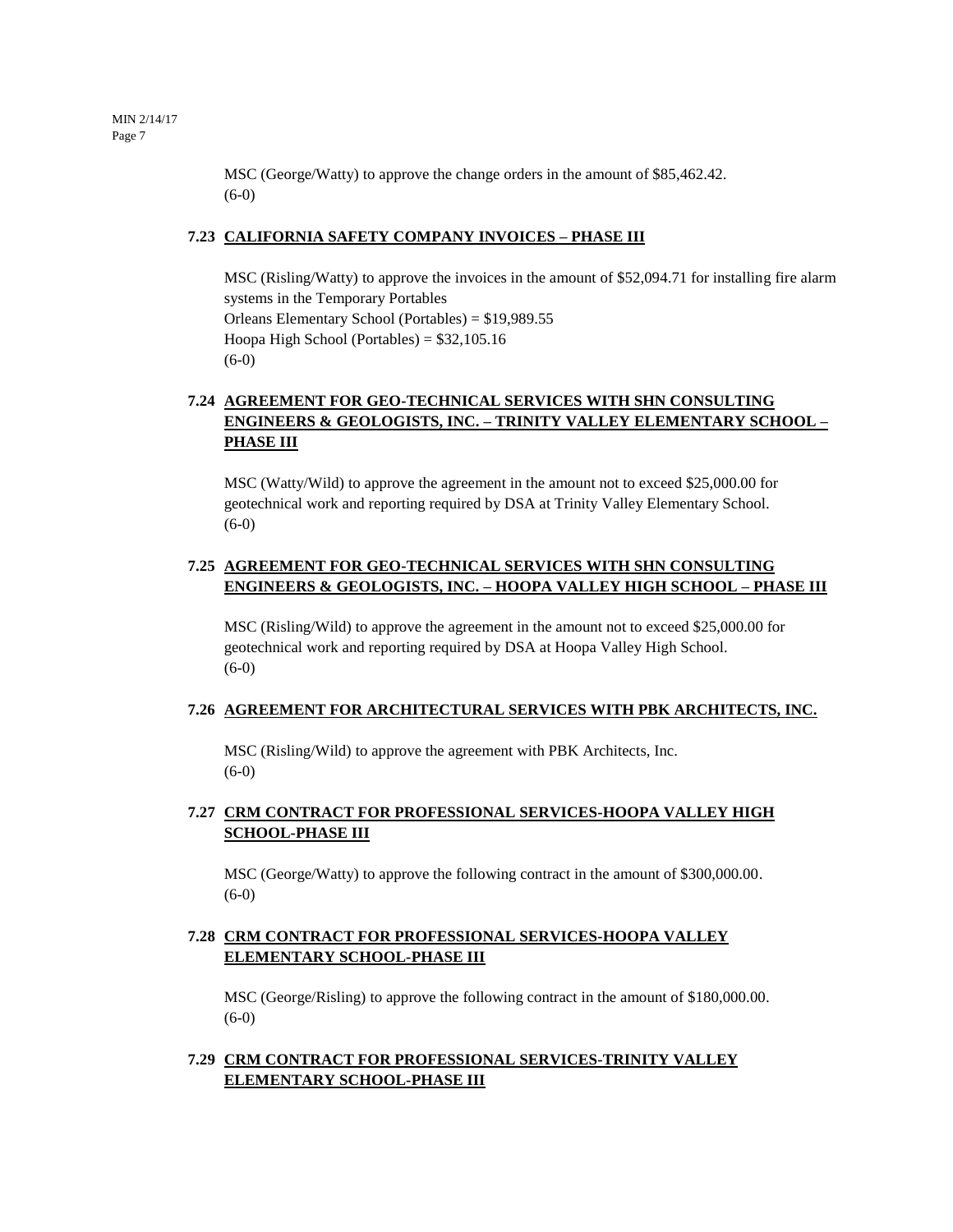MSC (George/Watty) to approve the change orders in the amount of $85,462.42.
(6-0)

### 7.23 CALIFORNIA SAFETY COMPANY INVOICES – PHASE III

MSC (Risling/Watty) to approve the invoices in the amount of $52,094.71 for installing fire alarm systems in the Temporary Portables
Orleans Elementary School (Portables) = $19,989.55
Hoopa High School (Portables) = $32,105.16
(6-0)

### 7.24 AGREEMENT FOR GEO-TECHNICAL SERVICES WITH SHN CONSULTING ENGINEERS & GEOLOGISTS, INC. – TRINITY VALLEY ELEMENTARY SCHOOL – PHASE III

MSC (Watty/Wild) to approve the agreement in the amount not to exceed $25,000.00 for geotechnical work and reporting required by DSA at Trinity Valley Elementary School.
(6-0)

### 7.25 AGREEMENT FOR GEO-TECHNICAL SERVICES WITH SHN CONSULTING ENGINEERS & GEOLOGISTS, INC. – HOOPA VALLEY HIGH SCHOOL – PHASE III

MSC (Risling/Wild) to approve the agreement in the amount not to exceed $25,000.00 for geotechnical work and reporting required by DSA at Hoopa Valley High School.
(6-0)

### 7.26 AGREEMENT FOR ARCHITECTURAL SERVICES WITH PBK ARCHITECTS, INC.

MSC (Risling/Wild) to approve the agreement with PBK Architects, Inc.
(6-0)

### 7.27 CRM CONTRACT FOR PROFESSIONAL SERVICES-HOOPA VALLEY HIGH SCHOOL-PHASE III

MSC (George/Watty) to approve the following contract in the amount of $300,000.00.
(6-0)

### 7.28 CRM CONTRACT FOR PROFESSIONAL SERVICES-HOOPA VALLEY ELEMENTARY SCHOOL-PHASE III

MSC (George/Risling) to approve the following contract in the amount of $180,000.00.
(6-0)

### 7.29 CRM CONTRACT FOR PROFESSIONAL SERVICES-TRINITY VALLEY ELEMENTARY SCHOOL-PHASE III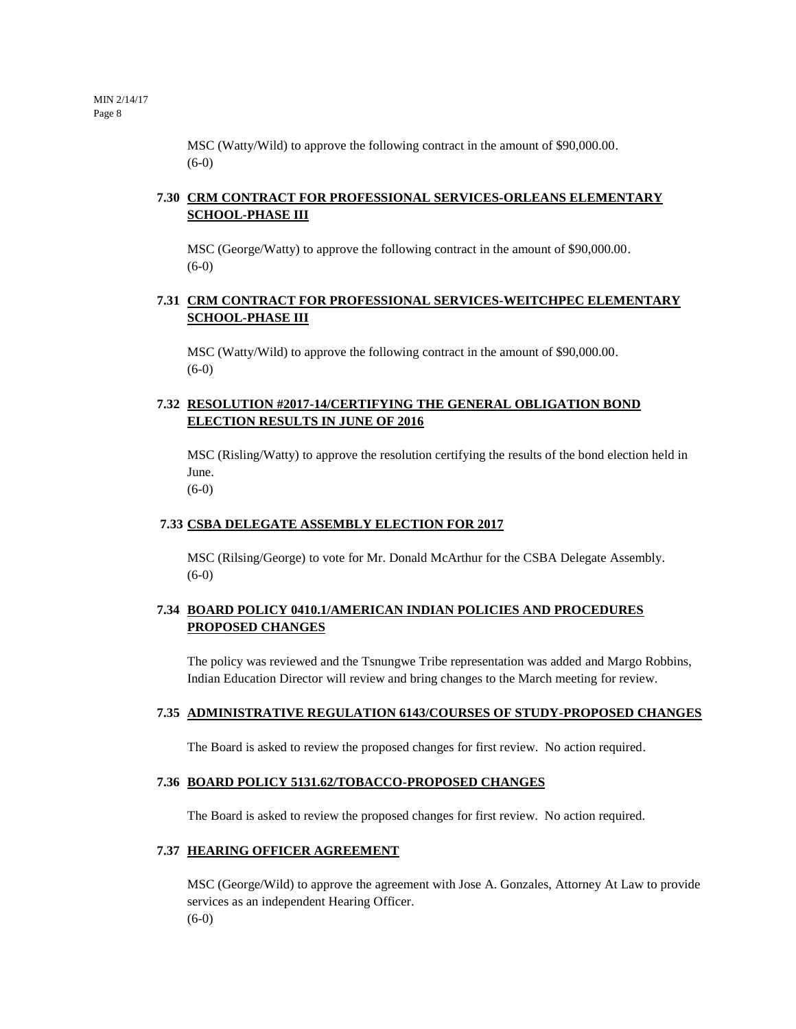MSC (Watty/Wild) to approve the following contract in the amount of $90,000.00.
(6-0)

### 7.30 CRM CONTRACT FOR PROFESSIONAL SERVICES-ORLEANS ELEMENTARY SCHOOL-PHASE III

MSC (George/Watty) to approve the following contract in the amount of $90,000.00.
(6-0)

### 7.31 CRM CONTRACT FOR PROFESSIONAL SERVICES-WEITCHPEC ELEMENTARY SCHOOL-PHASE III

MSC (Watty/Wild) to approve the following contract in the amount of $90,000.00.
(6-0)

### 7.32 RESOLUTION #2017-14/CERTIFYING THE GENERAL OBLIGATION BOND ELECTION RESULTS IN JUNE OF 2016

MSC (Risling/Watty) to approve the resolution certifying the results of the bond election held in June.
(6-0)

### 7.33 CSBA DELEGATE ASSEMBLY ELECTION FOR 2017

MSC (Rilsing/George) to vote for Mr. Donald McArthur for the CSBA Delegate Assembly.
(6-0)

### 7.34 BOARD POLICY 0410.1/AMERICAN INDIAN POLICIES AND PROCEDURES PROPOSED CHANGES

The policy was reviewed and the Tsnungwe Tribe representation was added and Margo Robbins, Indian Education Director will review and bring changes to the March meeting for review.

### 7.35 ADMINISTRATIVE REGULATION 6143/COURSES OF STUDY-PROPOSED CHANGES

The Board is asked to review the proposed changes for first review. No action required.

### 7.36 BOARD POLICY 5131.62/TOBACCO-PROPOSED CHANGES

The Board is asked to review the proposed changes for first review. No action required.

### 7.37 HEARING OFFICER AGREEMENT

MSC (George/Wild) to approve the agreement with Jose A. Gonzales, Attorney At Law to provide services as an independent Hearing Officer.
(6-0)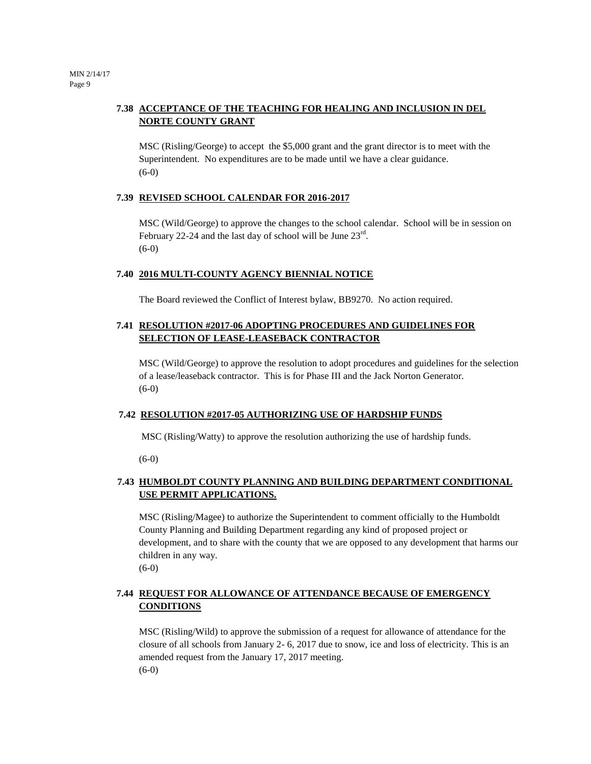### 7.38 ACCEPTANCE OF THE TEACHING FOR HEALING AND INCLUSION IN DEL NORTE COUNTY GRANT

MSC (Risling/George) to accept the $5,000 grant and the grant director is to meet with the Superintendent. No expenditures are to be made until we have a clear guidance.
(6-0)

### 7.39 REVISED SCHOOL CALENDAR FOR 2016-2017

MSC (Wild/George) to approve the changes to the school calendar. School will be in session on February 22-24 and the last day of school will be June 23rd.
(6-0)

### 7.40 2016 MULTI-COUNTY AGENCY BIENNIAL NOTICE

The Board reviewed the Conflict of Interest bylaw, BB9270. No action required.

### 7.41 RESOLUTION #2017-06 ADOPTING PROCEDURES AND GUIDELINES FOR SELECTION OF LEASE-LEASEBACK CONTRACTOR

MSC (Wild/George) to approve the resolution to adopt procedures and guidelines for the selection of a lease/leaseback contractor. This is for Phase III and the Jack Norton Generator.
(6-0)

### 7.42 RESOLUTION #2017-05 AUTHORIZING USE OF HARDSHIP FUNDS

MSC (Risling/Watty) to approve the resolution authorizing the use of hardship funds.

(6-0)

### 7.43 HUMBOLDT COUNTY PLANNING AND BUILDING DEPARTMENT CONDITIONAL USE PERMIT APPLICATIONS.

MSC (Risling/Magee) to authorize the Superintendent to comment officially to the Humboldt County Planning and Building Department regarding any kind of proposed project or development, and to share with the county that we are opposed to any development that harms our children in any way.
(6-0)

### 7.44 REQUEST FOR ALLOWANCE OF ATTENDANCE BECAUSE OF EMERGENCY CONDITIONS

MSC (Risling/Wild) to approve the submission of a request for allowance of attendance for the closure of all schools from January 2- 6, 2017 due to snow, ice and loss of electricity. This is an amended request from the January 17, 2017 meeting.
(6-0)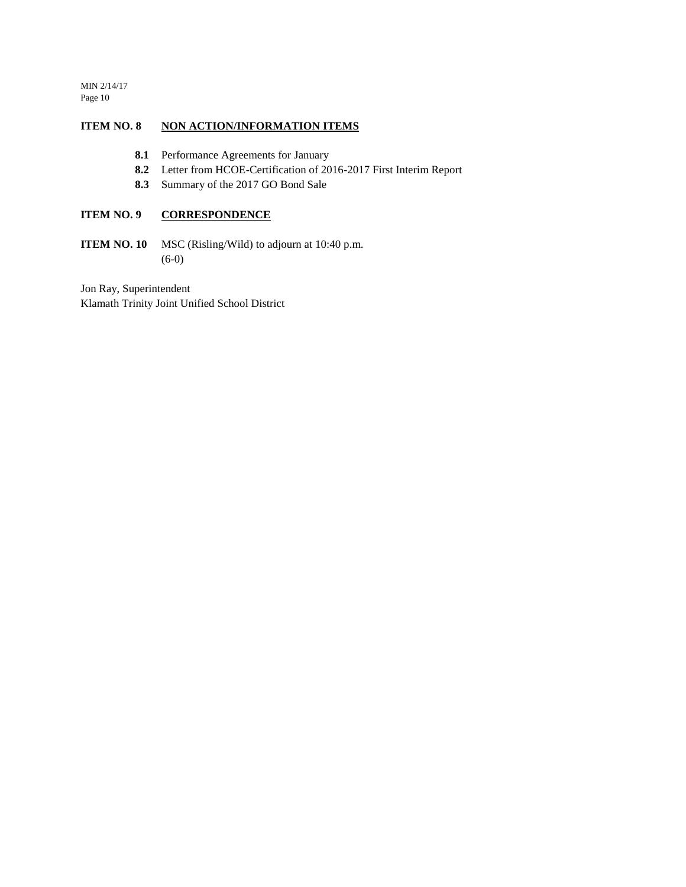**ITEM NO. 8 NON ACTION/INFORMATION ITEMS**

- **8.1** Performance Agreements for January
- **8.2** Letter from HCOE-Certification of 2016-2017 First Interim Report
- **8.3** Summary of the 2017 GO Bond Sale

**ITEM NO. 9 CORRESPONDENCE**

**ITEM NO. 10** MSC (Risling/Wild) to adjourn at 10:40 p.m.
(6-0)

Jon Ray, Superintendent
Klamath Trinity Joint Unified School District